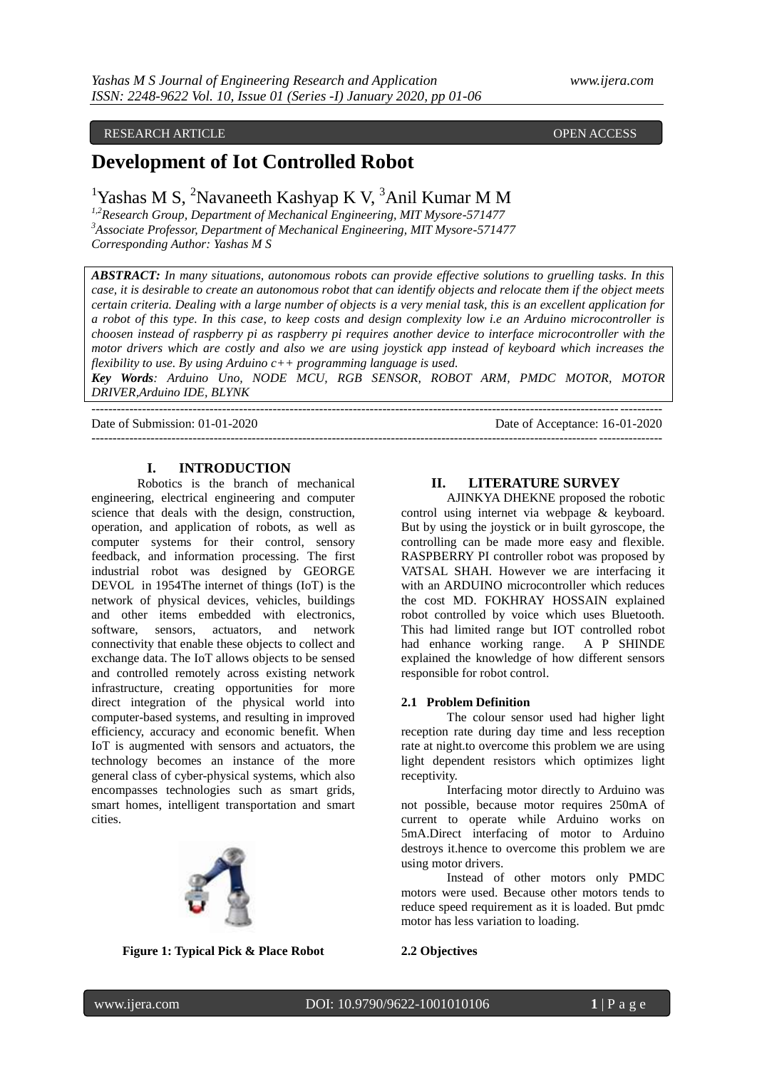RESEARCH ARTICLE OPEN ACCESS

# Development of Iot Controlled Robot

[1]Yashas M S, [2]Navaneeth Kashyap K V, [3]Anil Kumar M M

[1,2]*Research Group, Department of Mechanical Engineering, MIT Mysore-571477*
[3]*Associate Professor, Department of Mechanical Engineering, MIT Mysore-571477*
*Corresponding Author: Yashas M S*

***ABSTRACT:*** *In many situations, autonomous robots can provide effective solutions to gruelling tasks. In this case, it is desirable to create an autonomous robot that can identify objects and relocate them if the object meets certain criteria. Dealing with a large number of objects is a very menial task, this is an excellent application for a robot of this type. In this case, to keep costs and design complexity low i.e an Arduino microcontroller is choosen instead of raspberry pi as raspberry pi requires another device to interface microcontroller with the motor drivers which are costly and also we are using joystick app instead of keyboard which increases the flexibility to use. By using Arduino c++ programming language is used.*

***Key Words****: Arduino Uno, NODE MCU, RGB SENSOR, ROBOT ARM, PMDC MOTOR, MOTOR DRIVER,Arduino IDE, BLYNK*

Date of Submission: 01-01-2020 Date of Acceptance: 16-01-2020

## I. INTRODUCTION

Robotics is the branch of mechanical engineering, electrical engineering and computer science that deals with the design, construction, operation, and application of robots, as well as computer systems for their control, sensory feedback, and information processing. The first industrial robot was designed by GEORGE DEVOL in 1954The internet of things (IoT) is the network of physical devices, vehicles, buildings and other items embedded with electronics, software, sensors, actuators, and network connectivity that enable these objects to collect and exchange data. The IoT allows objects to be sensed and controlled remotely across existing network infrastructure, creating opportunities for more direct integration of the physical world into computer-based systems, and resulting in improved efficiency, accuracy and economic benefit. When IoT is augmented with sensors and actuators, the technology becomes an instance of the more general class of cyber-physical systems, which also encompasses technologies such as smart grids, smart homes, intelligent transportation and smart cities.

**Figure 1: Typical Pick & Place Robot**

## II. LITERATURE SURVEY

AJINKYA DHEKNE proposed the robotic control using internet via webpage & keyboard. But by using the joystick or in built gyroscope, the controlling can be made more easy and flexible. RASPBERRY PI controller robot was proposed by VATSAL SHAH. However we are interfacing it with an ARDUINO microcontroller which reduces the cost MD. FOKHRAY HOSSAIN explained robot controlled by voice which uses Bluetooth. This had limited range but IOT controlled robot had enhance working range. A P SHINDE explained the knowledge of how different sensors responsible for robot control.

### 2.1 Problem Definition

The colour sensor used had higher light reception rate during day time and less reception rate at night.to overcome this problem we are using light dependent resistors which optimizes light receptivity.

Interfacing motor directly to Arduino was not possible, because motor requires 250mA of current to operate while Arduino works on 5mA.Direct interfacing of motor to Arduino destroys it.hence to overcome this problem we are using motor drivers.

Instead of other motors only PMDC motors were used. Because other motors tends to reduce speed requirement as it is loaded. But pmdc motor has less variation to loading.

### 2.2 Objectives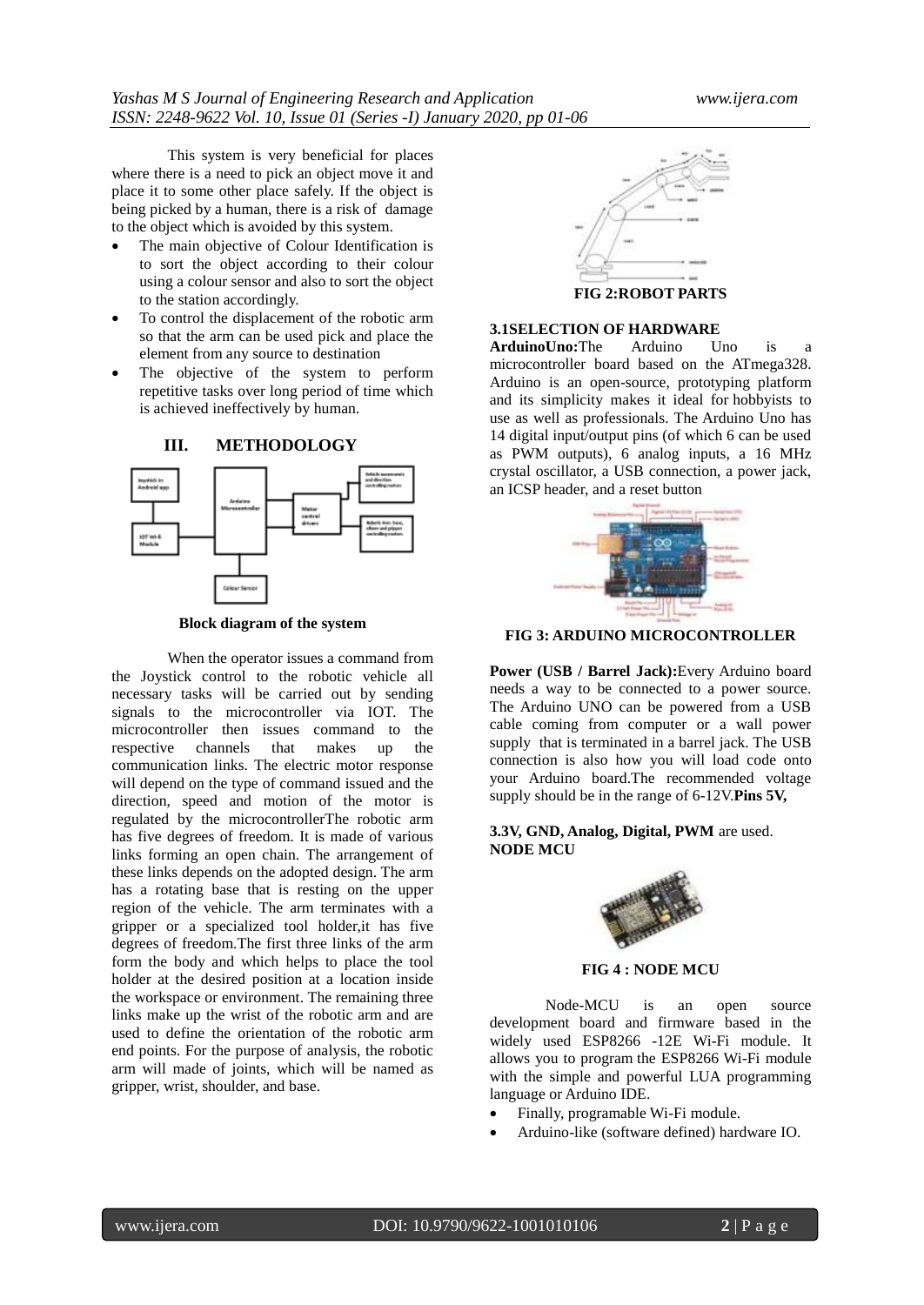This system is very beneficial for places where there is a need to pick an object move it and place it to some other place safely. If the object is being picked by a human, there is a risk of damage to the object which is avoided by this system.

- The main objective of Colour Identification is to sort the object according to their colour using a colour sensor and also to sort the object to the station accordingly.
- To control the displacement of the robotic arm so that the arm can be used pick and place the element from any source to destination
- The objective of the system to perform repetitive tasks over long period of time which is achieved ineffectively by human.

## III. METHODOLOGY

**Block diagram of the system**

When the operator issues a command from the Joystick control to the robotic vehicle all necessary tasks will be carried out by sending signals to the microcontroller via IOT. The microcontroller then issues command to the respective channels that makes up the communication links. The electric motor response will depend on the type of command issued and the direction, speed and motion of the motor is regulated by the microcontrollerThe robotic arm has five degrees of freedom. It is made of various links forming an open chain. The arrangement of these links depends on the adopted design. The arm has a rotating base that is resting on the upper region of the vehicle. The arm terminates with a gripper or a specialized tool holder,it has five degrees of freedom.The first three links of the arm form the body and which helps to place the tool holder at the desired position at a location inside the workspace or environment. The remaining three links make up the wrist of the robotic arm and are used to define the orientation of the robotic arm end points. For the purpose of analysis, the robotic arm will made of joints, which will be named as gripper, wrist, shoulder, and base.

**FIG 2:ROBOT PARTS**

### 3.1SELECTION OF HARDWARE

**ArduinoUno:**The Arduino Uno is a microcontroller board based on the ATmega328. Arduino is an open-source, prototyping platform and its simplicity makes it ideal for hobbyists to use as well as professionals. The Arduino Uno has 14 digital input/output pins (of which 6 can be used as PWM outputs), 6 analog inputs, a 16 MHz crystal oscillator, a USB connection, a power jack, an ICSP header, and a reset button

**FIG 3: ARDUINO MICROCONTROLLER**

**Power (USB / Barrel Jack):**Every Arduino board needs a way to be connected to a power source. The Arduino UNO can be powered from a USB cable coming from computer or a wall power supply that is terminated in a barrel jack. The USB connection is also how you will load code onto your Arduino board.The recommended voltage supply should be in the range of 6-12V.**Pins 5V, 3.3V, GND, Analog, Digital, PWM** are used.

**NODE MCU**

**FIG 4 : NODE MCU**

Node-MCU is an open source development board and firmware based in the widely used ESP8266 -12E Wi-Fi module. It allows you to program the ESP8266 Wi-Fi module with the simple and powerful LUA programming language or Arduino IDE.

- Finally, programable Wi-Fi module.
- Arduino-like (software defined) hardware IO.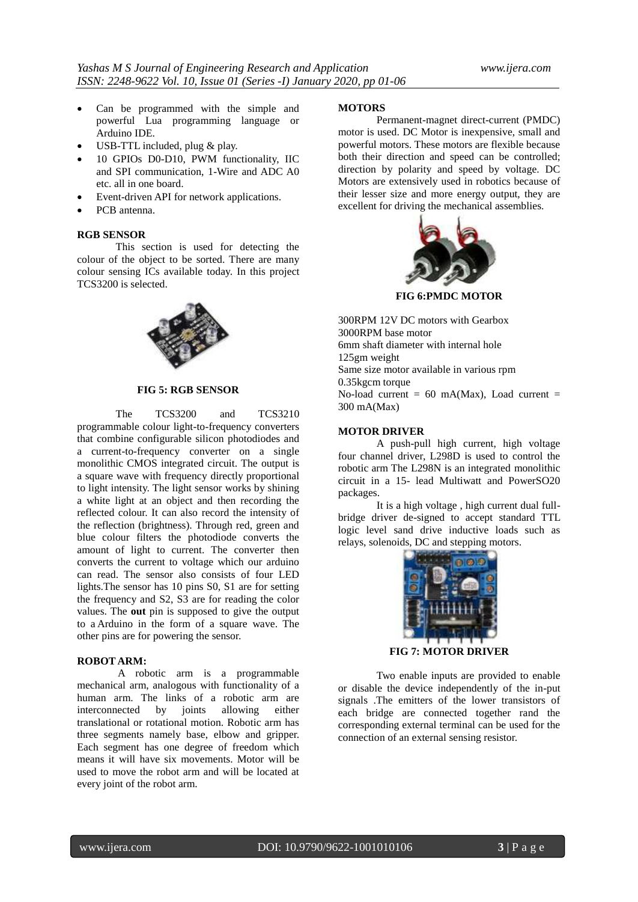- Can be programmed with the simple and powerful Lua programming language or Arduino IDE.
- USB-TTL included, plug & play.
- 10 GPIOs D0-D10, PWM functionality, IIC and SPI communication, 1-Wire and ADC A0 etc. all in one board.
- Event-driven API for network applications.
- PCB antenna.

**RGB SENSOR**

This section is used for detecting the colour of the object to be sorted. There are many colour sensing ICs available today. In this project TCS3200 is selected.

**FIG 5: RGB SENSOR**

The TCS3200 and TCS3210 programmable colour light-to-frequency converters that combine configurable silicon photodiodes and a current-to-frequency converter on a single monolithic CMOS integrated circuit. The output is a square wave with frequency directly proportional to light intensity. The light sensor works by shining a white light at an object and then recording the reflected colour. It can also record the intensity of the reflection (brightness). Through red, green and blue colour filters the photodiode converts the amount of light to current. The converter then converts the current to voltage which our arduino can read. The sensor also consists of four LED lights.The sensor has 10 pins S0, S1 are for setting the frequency and S2, S3 are for reading the color values. The **out** pin is supposed to give the output to a Arduino in the form of a square wave. The other pins are for powering the sensor.

**ROBOT ARM:**

A robotic arm is a programmable mechanical arm, analogous with functionality of a human arm. The links of a robotic arm are interconnected by joints allowing either translational or rotational motion. Robotic arm has three segments namely base, elbow and gripper. Each segment has one degree of freedom which means it will have six movements. Motor will be used to move the robot arm and will be located at every joint of the robot arm.

**MOTORS**

Permanent-magnet direct-current (PMDC) motor is used. DC Motor is inexpensive, small and powerful motors. These motors are flexible because both their direction and speed can be controlled; direction by polarity and speed by voltage. DC Motors are extensively used in robotics because of their lesser size and more energy output, they are excellent for driving the mechanical assemblies.

**FIG 6:PMDC MOTOR**

300RPM 12V DC motors with Gearbox
3000RPM base motor
6mm shaft diameter with internal hole
125gm weight
Same size motor available in various rpm
0.35kgcm torque
No-load current = 60 mA(Max), Load current = 300 mA(Max)

**MOTOR DRIVER**

A push-pull high current, high voltage four channel driver, L298D is used to control the robotic arm The L298N is an integrated monolithic circuit in a 15- lead Multiwatt and PowerSO20 packages.

It is a high voltage , high current dual full-bridge driver de-signed to accept standard TTL logic level sand drive inductive loads such as relays, solenoids, DC and stepping motors.

**FIG 7: MOTOR DRIVER**

Two enable inputs are provided to enable or disable the device independently of the in-put signals .The emitters of the lower transistors of each bridge are connected together rand the corresponding external terminal can be used for the connection of an external sensing resistor.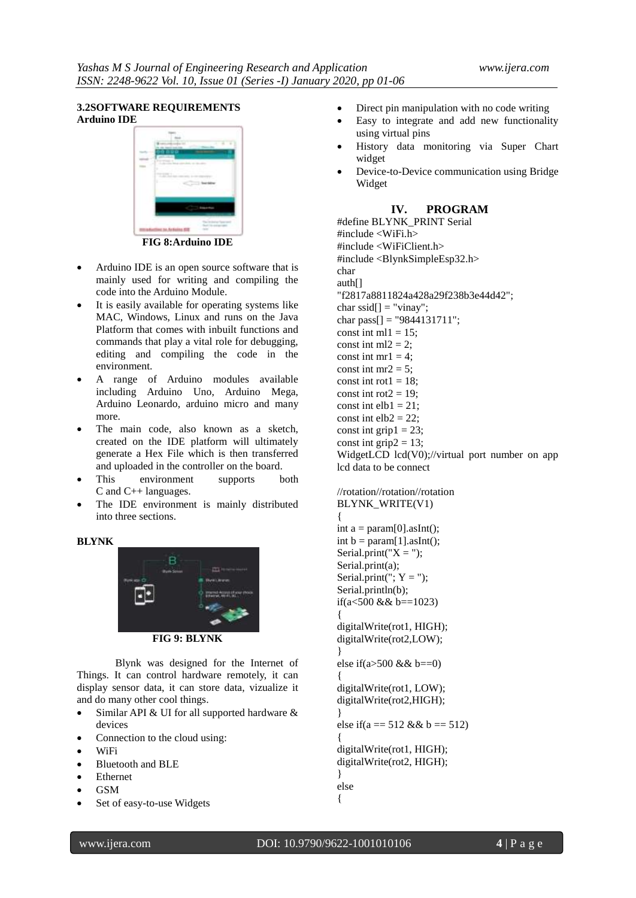### 3.2 SOFTWARE REQUIREMENTS

**Arduino IDE**

**FIG 8: Arduino IDE**

- Arduino IDE is an open source software that is mainly used for writing and compiling the code into the Arduino Module.
- It is easily available for operating systems like MAC, Windows, Linux and runs on the Java Platform that comes with inbuilt functions and commands that play a vital role for debugging, editing and compiling the code in the environment.
- A range of Arduino modules available including Arduino Uno, Arduino Mega, Arduino Leonardo, arduino micro and many more.
- The main code, also known as a sketch, created on the IDE platform will ultimately generate a Hex File which is then transferred and uploaded in the controller on the board.
- This environment supports both C and C++ languages.
- The IDE environment is mainly distributed into three sections.

**BLYNK**

**FIG 9: BLYNK**

Blynk was designed for the Internet of Things. It can control hardware remotely, it can display sensor data, it can store data, vizualize it and do many other cool things.

- Similar API & UI for all supported hardware & devices
- Connection to the cloud using:
- WiFi
- Bluetooth and BLE
- Ethernet
- GSM
- Set of easy-to-use Widgets
- Direct pin manipulation with no code writing
- Easy to integrate and add new functionality using virtual pins
- History data monitoring via Super Chart widget
- Device-to-Device communication using Bridge Widget

## IV. PROGRAM

```
#define BLYNK_PRINT Serial
#include <WiFi.h>
#include <WiFiClient.h>
#include <BlynkSimpleEsp32.h>
char
auth[]
"f2817a8811824a428a29f238b3e44d42";
char ssid[] = "vinay";
char pass[] = "9844131711";
const int ml1 = 15;
const int ml2 = 2;
const int mr1 = 4;
const int mr2 = 5;
const int rot1 = 18;
const int rot2 = 19;
const int elb1 = 21;
const int elb2 = 22;
const int grip1 = 23;
const int grip2 = 13;
WidgetLCD lcd(V0);//virtual port number on app lcd data to be connect

//rotation//rotation//rotation
BLYNK_WRITE(V1)
{
int a = param[0].asInt();
int b = param[1].asInt();
Serial.print("X = ");
Serial.print(a);
Serial.print("; Y = ");
Serial.println(b);
if(a<500 && b==1023)
{
digitalWrite(rot1, HIGH);
digitalWrite(rot2,LOW);
}
else if(a>500 && b==0)
{
digitalWrite(rot1, LOW);
digitalWrite(rot2,HIGH);
}
else if(a == 512 && b == 512)
{
digitalWrite(rot1, HIGH);
digitalWrite(rot2, HIGH);
}
else
{
```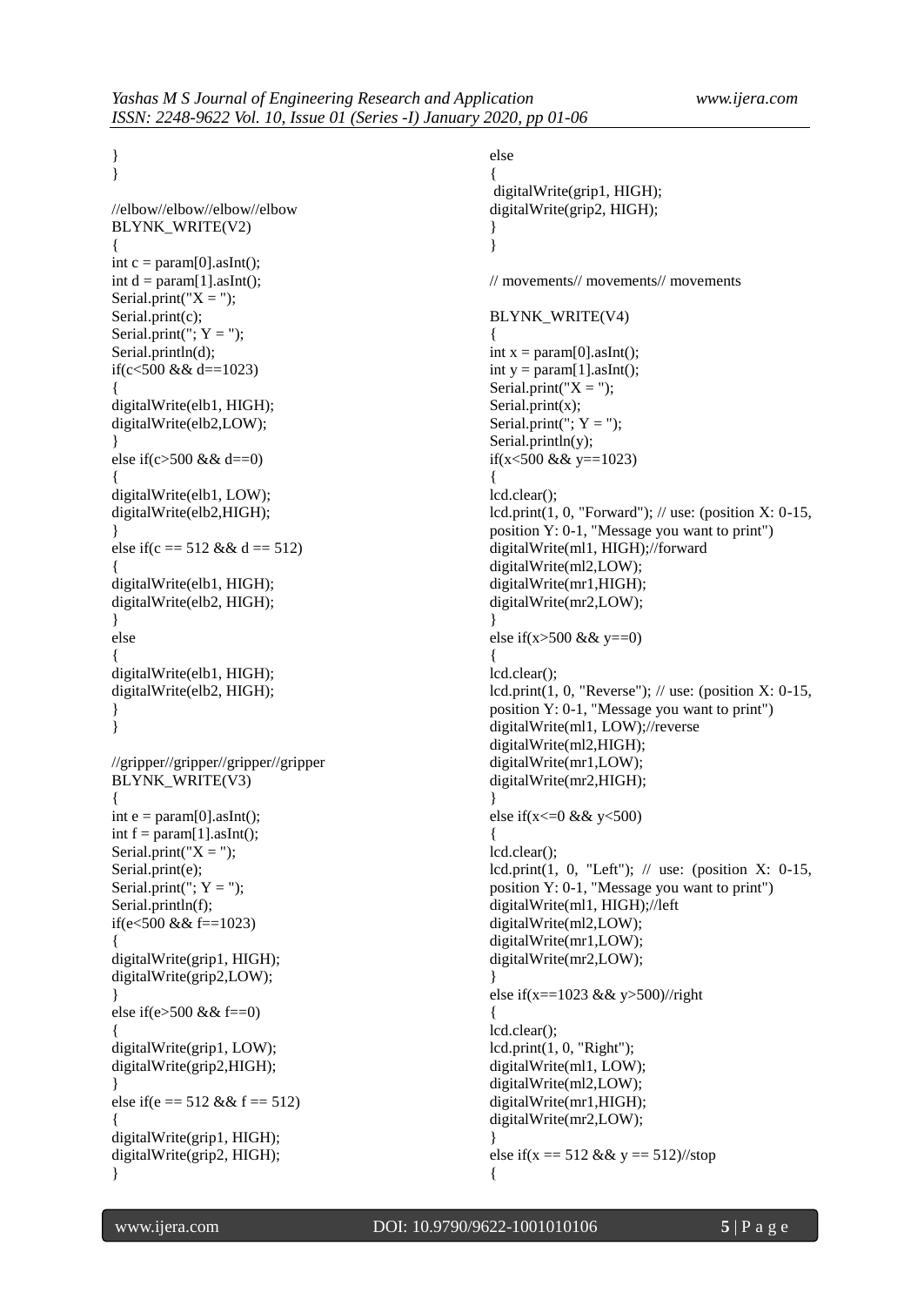```
}
}

//elbow//elbow//elbow//elbow
BLYNK_WRITE(V2)
{
int c = param[0].asInt();
int d = param[1].asInt();
Serial.print("X = ");
Serial.print(c);
Serial.print("; Y = ");
Serial.println(d);
if(c<500 && d==1023)
{
digitalWrite(elb1, HIGH);
digitalWrite(elb2,LOW);
}
else if(c>500 && d==0)
{
digitalWrite(elb1, LOW);
digitalWrite(elb2,HIGH);
}
else if(c == 512 && d == 512)
{
digitalWrite(elb1, HIGH);
digitalWrite(elb2, HIGH);
}
else
{
digitalWrite(elb1, HIGH);
digitalWrite(elb2, HIGH);
}
}

//gripper//gripper//gripper//gripper
BLYNK_WRITE(V3)
{
int e = param[0].asInt();
int f = param[1].asInt();
Serial.print("X = ");
Serial.print(e);
Serial.print("; Y = ");
Serial.println(f);
if(e<500 && f==1023)
{
digitalWrite(grip1, HIGH);
digitalWrite(grip2,LOW);
}
else if(e>500 && f==0)
{
digitalWrite(grip1, LOW);
digitalWrite(grip2,HIGH);
}
else if(e == 512 && f == 512)
{
digitalWrite(grip1, HIGH);
digitalWrite(grip2, HIGH);
}
else
{
 digitalWrite(grip1, HIGH);
digitalWrite(grip2, HIGH);
}
}

// movements// movements// movements

BLYNK_WRITE(V4)
{
int x = param[0].asInt();
int y = param[1].asInt();
Serial.print("X = ");
Serial.print(x);
Serial.print("; Y = ");
Serial.println(y);
if(x<500 && y==1023)
{
lcd.clear();
lcd.print(1, 0, "Forward"); // use: (position X: 0-15, position Y: 0-1, "Message you want to print")
digitalWrite(ml1, HIGH);//forward
digitalWrite(ml2,LOW);
digitalWrite(mr1,HIGH);
digitalWrite(mr2,LOW);
}
else if(x>500 && y==0)
{
lcd.clear();
lcd.print(1, 0, "Reverse"); // use: (position X: 0-15, position Y: 0-1, "Message you want to print")
digitalWrite(ml1, LOW);//reverse
digitalWrite(ml2,HIGH);
digitalWrite(mr1,LOW);
digitalWrite(mr2,HIGH);
}
else if(x<=0 && y<500)
{
lcd.clear();
lcd.print(1, 0, "Left"); // use: (position X: 0-15, position Y: 0-1, "Message you want to print")
digitalWrite(ml1, HIGH);//left
digitalWrite(ml2,LOW);
digitalWrite(mr1,LOW);
digitalWrite(mr2,LOW);
}
else if(x==1023 && y>500)//right
{
lcd.clear();
lcd.print(1, 0, "Right");
digitalWrite(ml1, LOW);
digitalWrite(ml2,LOW);
digitalWrite(mr1,HIGH);
digitalWrite(mr2,LOW);
}
else if(x == 512 && y == 512)//stop
{
```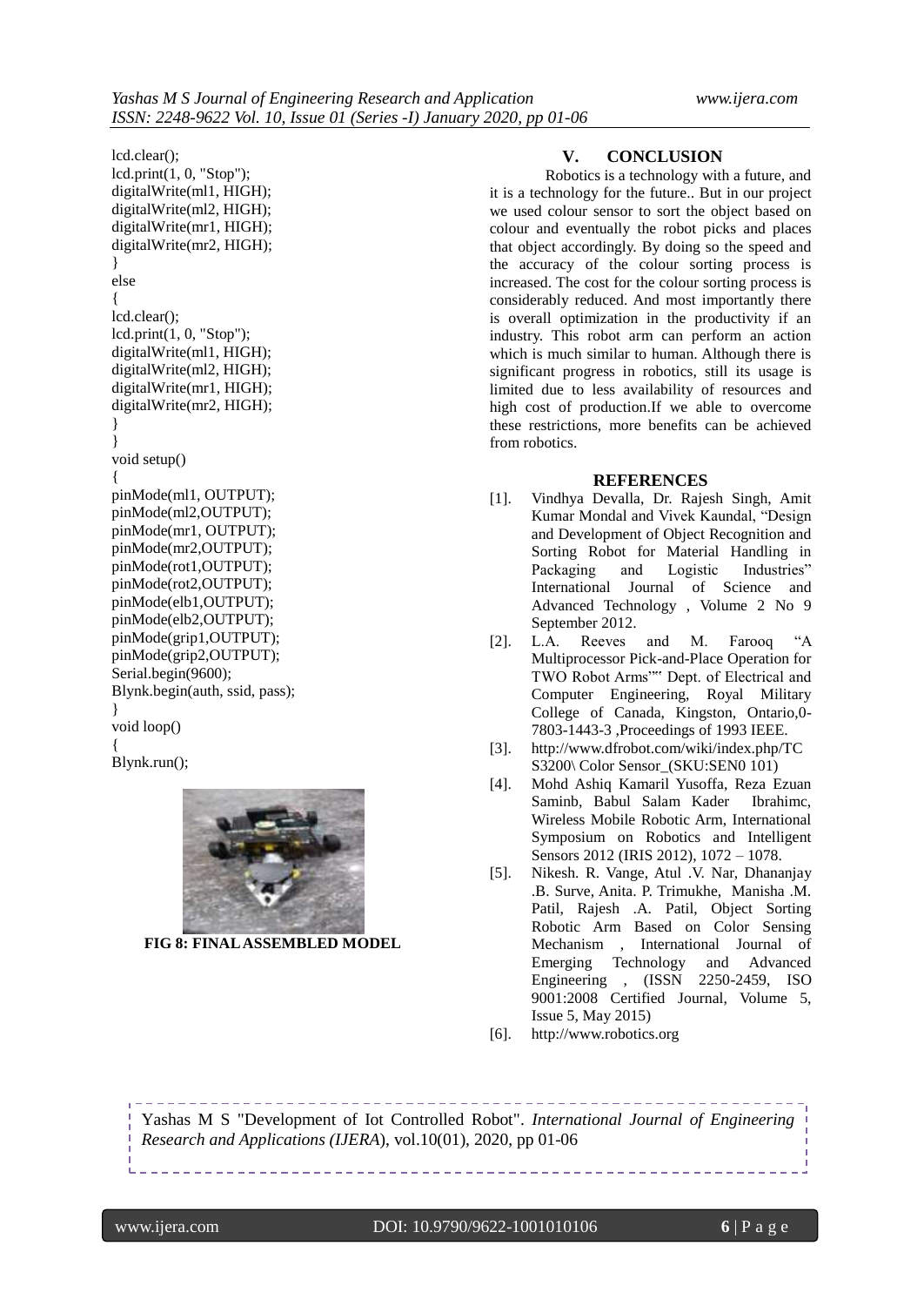```
lcd.clear();
lcd.print(1, 0, "Stop");
digitalWrite(ml1, HIGH);
digitalWrite(ml2, HIGH);
digitalWrite(mr1, HIGH);
digitalWrite(mr2, HIGH);
}
else
{
lcd.clear();
lcd.print(1, 0, "Stop");
digitalWrite(ml1, HIGH);
digitalWrite(ml2, HIGH);
digitalWrite(mr1, HIGH);
digitalWrite(mr2, HIGH);
}
}
void setup()
{
pinMode(ml1, OUTPUT);
pinMode(ml2,OUTPUT);
pinMode(mr1, OUTPUT);
pinMode(mr2,OUTPUT);
pinMode(rot1,OUTPUT);
pinMode(rot2,OUTPUT);
pinMode(elb1,OUTPUT);
pinMode(elb2,OUTPUT);
pinMode(grip1,OUTPUT);
pinMode(grip2,OUTPUT);
Serial.begin(9600);
Blynk.begin(auth, ssid, pass);
}
void loop()
{
Blynk.run();
```

**FIG 8: FINAL ASSEMBLED MODEL**

## V. CONCLUSION

Robotics is a technology with a future, and it is a technology for the future.. But in our project we used colour sensor to sort the object based on colour and eventually the robot picks and places that object accordingly. By doing so the speed and the accuracy of the colour sorting process is increased. The cost for the colour sorting process is considerably reduced. And most importantly there is overall optimization in the productivity if an industry. This robot arm can perform an action which is much similar to human. Although there is significant progress in robotics, still its usage is limited due to less availability of resources and high cost of production.If we able to overcome these restrictions, more benefits can be achieved from robotics.

## REFERENCES

[1]. Vindhya Devalla, Dr. Rajesh Singh, Amit Kumar Mondal and Vivek Kaundal, "Design and Development of Object Recognition and Sorting Robot for Material Handling in Packaging and Logistic Industries" International Journal of Science and Advanced Technology , Volume 2 No 9 September 2012.

[2]. L.A. Reeves and M. Farooq "A Multiprocessor Pick-and-Place Operation for TWO Robot Arms"" Dept. of Electrical and Computer Engineering, Royal Military College of Canada, Kingston, Ontario,0-7803-1443-3 ,Proceedings of 1993 IEEE.

[3]. http://www.dfrobot.com/wiki/index.php/TCS3200\ Color Sensor_(SKU:SEN0 101)

[4]. Mohd Ashiq Kamaril Yusoffa, Reza Ezuan Saminb, Babul Salam Kader Ibrahimc, Wireless Mobile Robotic Arm, International Symposium on Robotics and Intelligent Sensors 2012 (IRIS 2012), 1072 – 1078.

[5]. Nikesh. R. Vange, Atul .V. Nar, Dhananjay .B. Surve, Anita. P. Trimukhe, Manisha .M. Patil, Rajesh .A. Patil, Object Sorting Robotic Arm Based on Color Sensing Mechanism , International Journal of Emerging Technology and Advanced Engineering , (ISSN 2250-2459, ISO 9001:2008 Certified Journal, Volume 5, Issue 5, May 2015)

[6]. http://www.robotics.org

---

Yashas M S "Development of Iot Controlled Robot". *International Journal of Engineering Research and Applications (IJERA*), vol.10(01), 2020, pp 01-06